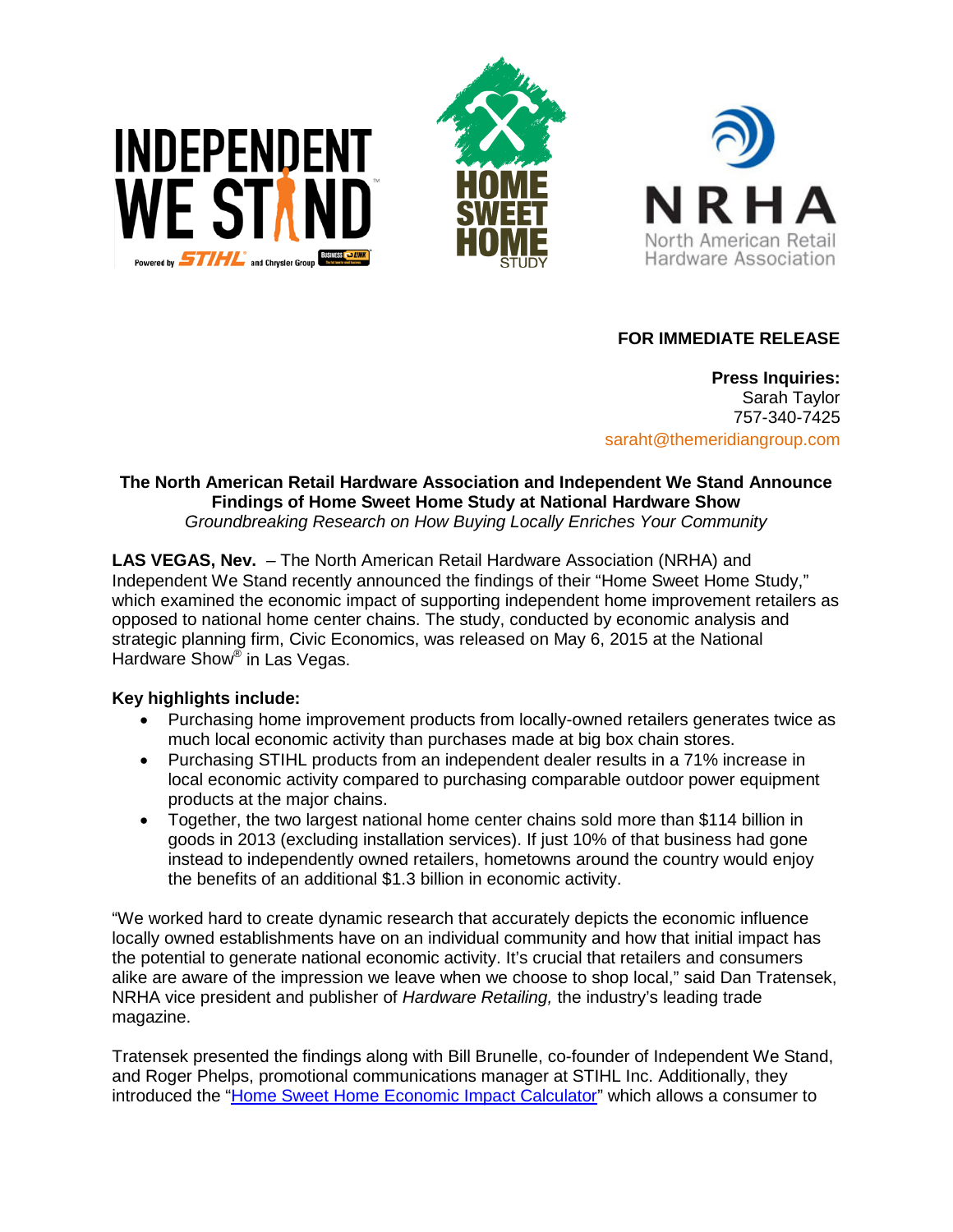**FOR IMMEDIATE RELEASE**

**Press Inquiries:**
Sarah Taylor
757-340-7425
saraht@themeridiangroup.com

**The North American Retail Hardware Association and Independent We Stand Announce Findings of Home Sweet Home Study at National Hardware Show**

*Groundbreaking Research on How Buying Locally Enriches Your Community*

**LAS VEGAS, Nev.** – The North American Retail Hardware Association (NRHA) and Independent We Stand recently announced the findings of their "Home Sweet Home Study," which examined the economic impact of supporting independent home improvement retailers as opposed to national home center chains. The study, conducted by economic analysis and strategic planning firm, Civic Economics, was released on May 6, 2015 at the National Hardware Show® in Las Vegas.

**Key highlights include:**

- Purchasing home improvement products from locally-owned retailers generates twice as much local economic activity than purchases made at big box chain stores.
- Purchasing STIHL products from an independent dealer results in a 71% increase in local economic activity compared to purchasing comparable outdoor power equipment products at the major chains.
- Together, the two largest national home center chains sold more than $114 billion in goods in 2013 (excluding installation services). If just 10% of that business had gone instead to independently owned retailers, hometowns around the country would enjoy the benefits of an additional $1.3 billion in economic activity.

"We worked hard to create dynamic research that accurately depicts the economic influence locally owned establishments have on an individual community and how that initial impact has the potential to generate national economic activity. It's crucial that retailers and consumers alike are aware of the impression we leave when we choose to shop local," said Dan Tratensek, NRHA vice president and publisher of *Hardware Retailing,* the industry's leading trade magazine.

Tratensek presented the findings along with Bill Brunelle, co-founder of Independent We Stand, and Roger Phelps, promotional communications manager at STIHL Inc. Additionally, they introduced the "Home Sweet Home Economic Impact Calculator" which allows a consumer to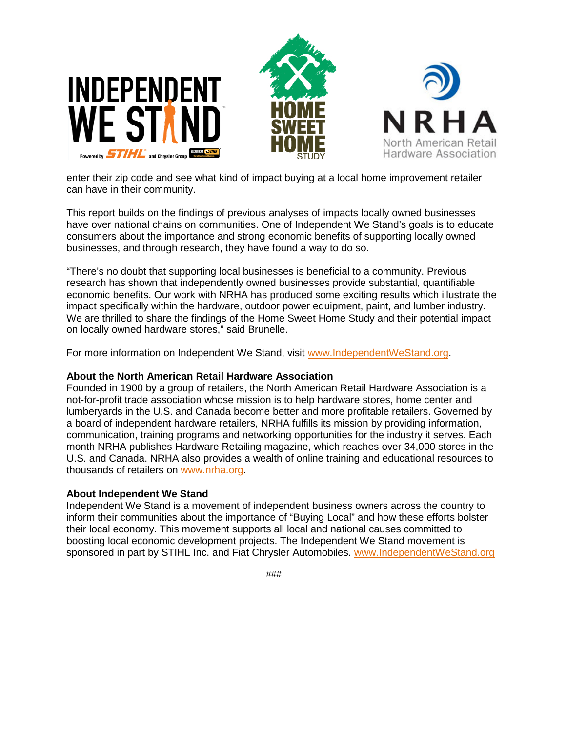enter their zip code and see what kind of impact buying at a local home improvement retailer can have in their community.

This report builds on the findings of previous analyses of impacts locally owned businesses have over national chains on communities. One of Independent We Stand's goals is to educate consumers about the importance and strong economic benefits of supporting locally owned businesses, and through research, they have found a way to do so.

"There's no doubt that supporting local businesses is beneficial to a community. Previous research has shown that independently owned businesses provide substantial, quantifiable economic benefits. Our work with NRHA has produced some exciting results which illustrate the impact specifically within the hardware, outdoor power equipment, paint, and lumber industry. We are thrilled to share the findings of the Home Sweet Home Study and their potential impact on locally owned hardware stores," said Brunelle.

For more information on Independent We Stand, visit www.IndependentWeStand.org.

**About the North American Retail Hardware Association**
Founded in 1900 by a group of retailers, the North American Retail Hardware Association is a not-for-profit trade association whose mission is to help hardware stores, home center and lumberyards in the U.S. and Canada become better and more profitable retailers. Governed by a board of independent hardware retailers, NRHA fulfills its mission by providing information, communication, training programs and networking opportunities for the industry it serves. Each month NRHA publishes Hardware Retailing magazine, which reaches over 34,000 stores in the U.S. and Canada. NRHA also provides a wealth of online training and educational resources to thousands of retailers on www.nrha.org.

**About Independent We Stand**
Independent We Stand is a movement of independent business owners across the country to inform their communities about the importance of "Buying Local" and how these efforts bolster their local economy. This movement supports all local and national causes committed to boosting local economic development projects. The Independent We Stand movement is sponsored in part by STIHL Inc. and Fiat Chrysler Automobiles. www.IndependentWeStand.org

###